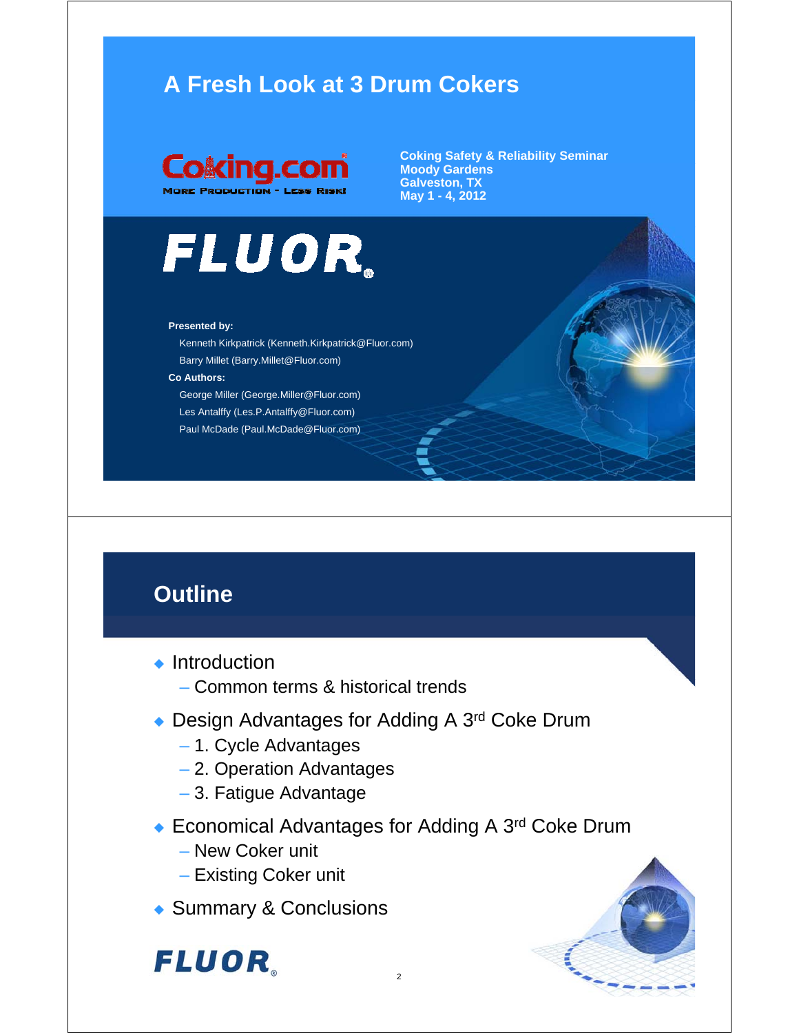# A Fresh Look at 3 Drum Cokers

Coking.com
MORE PRODUCTION - LESS RISK!

**Coking Safety & Reliability Seminar**
**Moody Gardens**
**Galveston, TX**
**May 1 - 4, 2012**

FLUOR

**Presented by:**

Kenneth Kirkpatrick (Kenneth.Kirkpatrick@Fluor.com)

Barry Millet (Barry.Millet@Fluor.com)

**Co Authors:**

George Miller (George.Miller@Fluor.com)

Les Antalffy (Les.P.Antalffy@Fluor.com)

Paul McDade (Paul.McDade@Fluor.com)

## Outline

- Introduction
  - Common terms & historical trends
- Design Advantages for Adding A 3rd Coke Drum
  - 1. Cycle Advantages
  - 2. Operation Advantages
  - 3. Fatigue Advantage
- Economical Advantages for Adding A 3rd Coke Drum
  - New Coker unit
  - Existing Coker unit
- Summary & Conclusions

FLUOR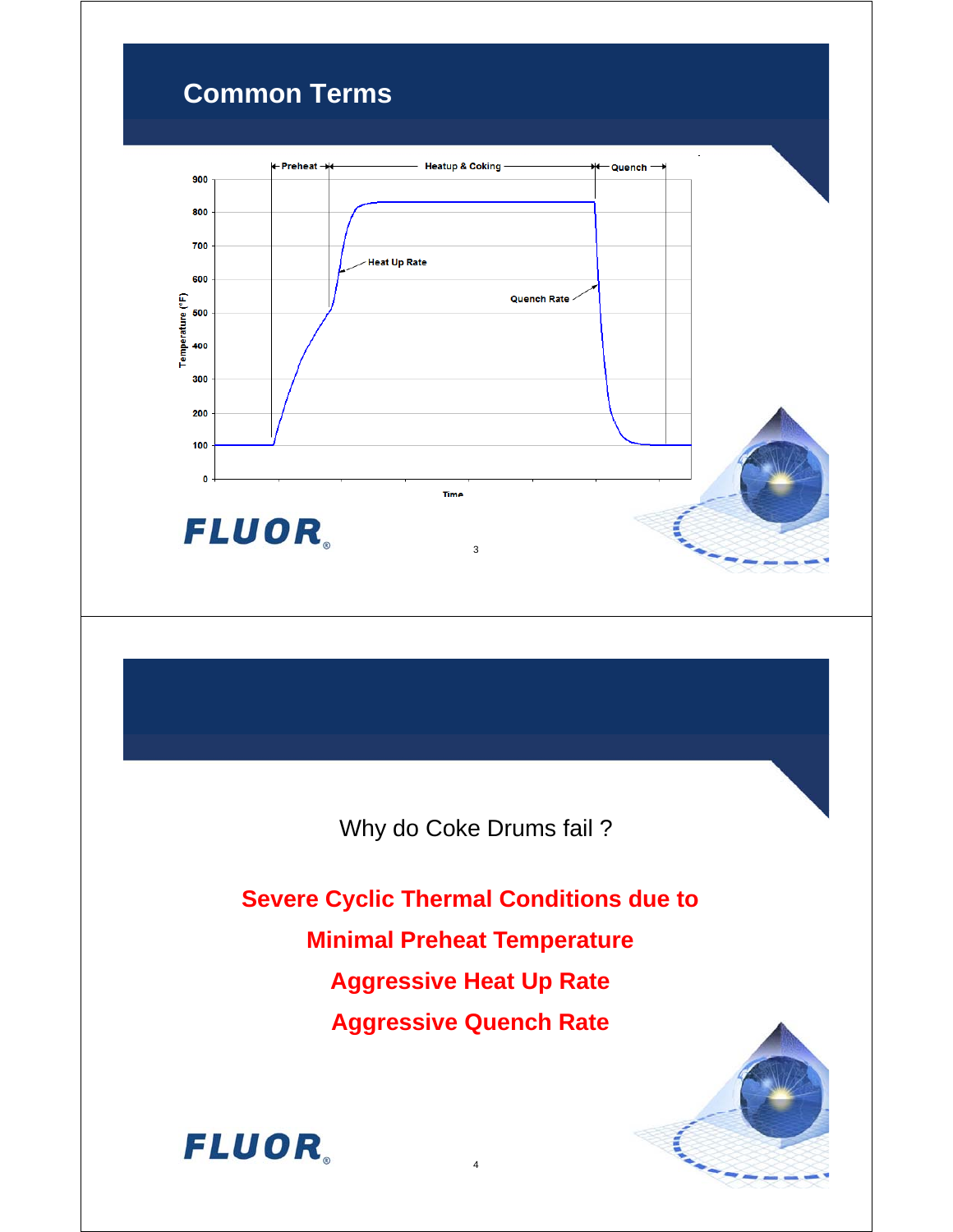## Common Terms

Preheat

Heatup & Coking

Quench

900

800

700

600

500

400

300

200

100

0

Temperature (°F)

Heat Up Rate

Quench Rate

Time

---

Why do Coke Drums fail ?

**Severe Cyclic Thermal Conditions due to**

**Minimal Preheat Temperature**

**Aggressive Heat Up Rate**

**Aggressive Quench Rate**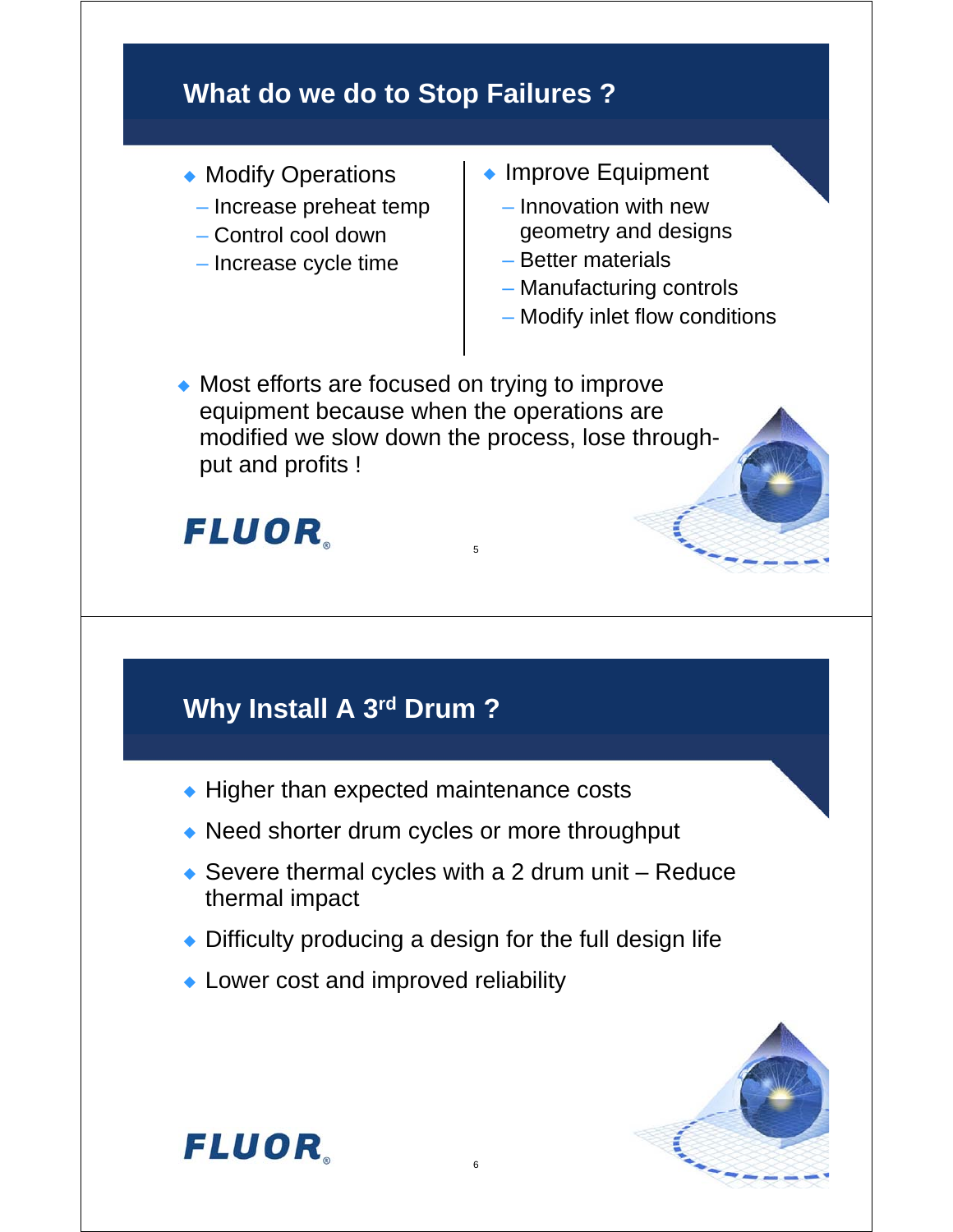## What do we do to Stop Failures ?

- Modify Operations
  - Increase preheat temp
  - Control cool down
  - Increase cycle time
- Improve Equipment
  - Innovation with new geometry and designs
  - Better materials
  - Manufacturing controls
  - Modify inlet flow conditions

- Most efforts are focused on trying to improve equipment because when the operations are modified we slow down the process, lose through-put and profits !

FLUOR

## Why Install A 3rd Drum ?

- Higher than expected maintenance costs
- Need shorter drum cycles or more throughput
- Severe thermal cycles with a 2 drum unit – Reduce thermal impact
- Difficulty producing a design for the full design life
- Lower cost and improved reliability

FLUOR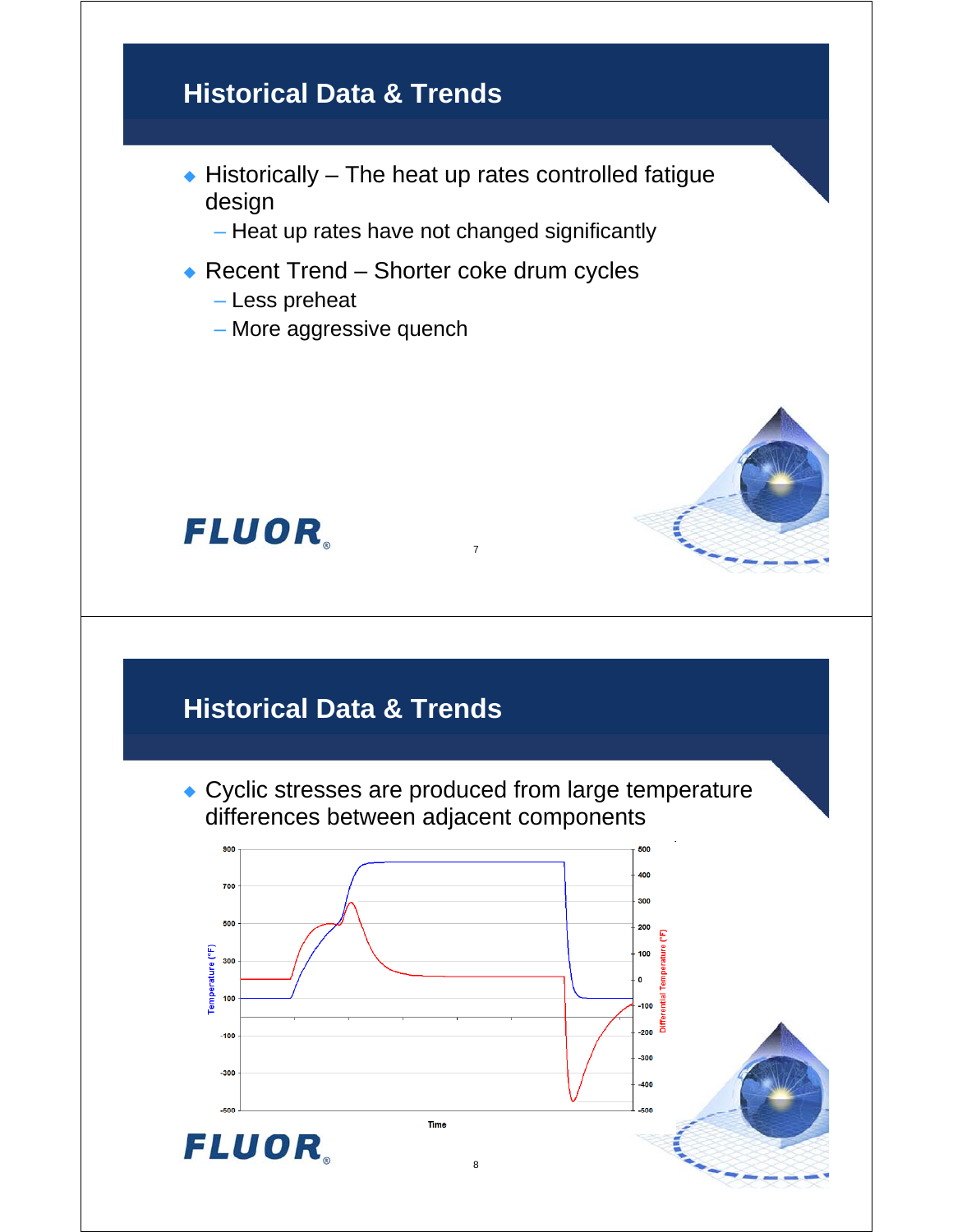## Historical Data & Trends

- Historically – The heat up rates controlled fatigue design
  - Heat up rates have not changed significantly
- Recent Trend – Shorter coke drum cycles
  - Less preheat
  - More aggressive quench

## Historical Data & Trends

- Cyclic stresses are produced from large temperature differences between adjacent components

Temperature (°F)

900
700
500
300
100
-100
-300
-500

Differential Temperature (°F)

500
400
300
200
100
0
-100
-200
-300
-400
-500

Time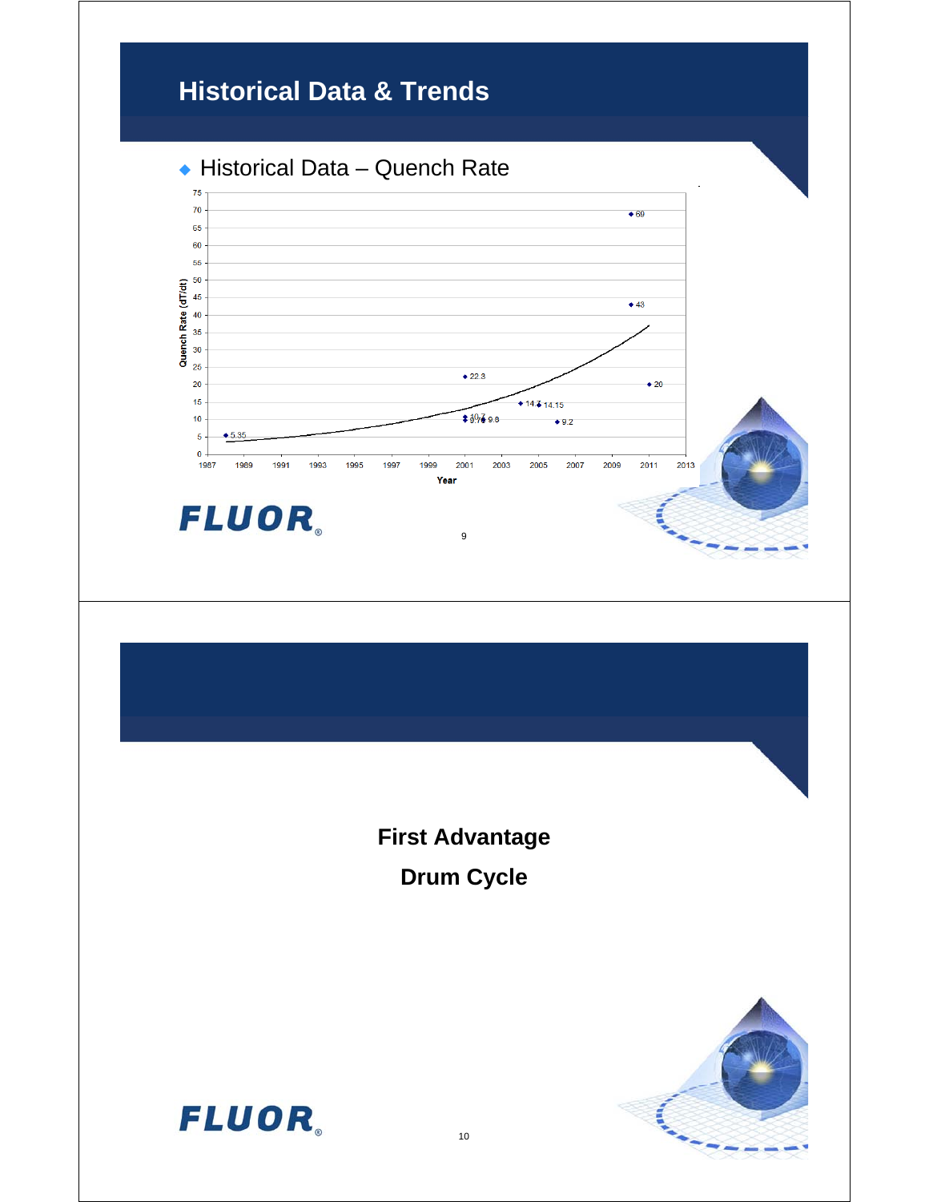# Historical Data & Trends

- Historical Data – Quench Rate

Quench Rate (dT/dt)

75
70
65
60
55
50
45
40
35
30
25
20
15
10
5
0

1987 1989 1991 1993 1995 1997 1999 2001 2003 2005 2007 2009 2011 2013

Year

69
43
22.3
20
14.7
14.15
10.7
9.76
9.8
9.2
5.35

FLUOR

# First Advantage

# Drum Cycle

FLUOR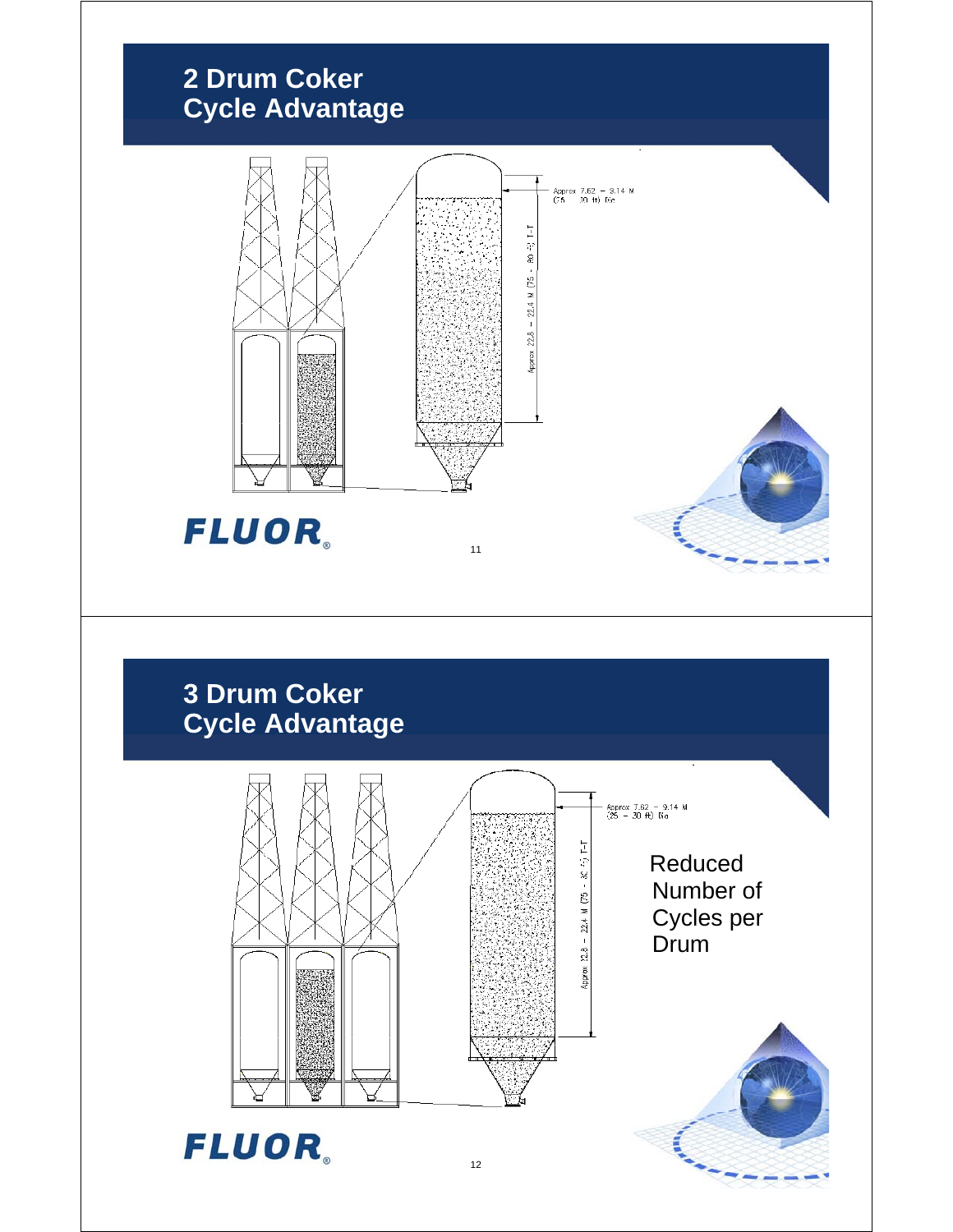## 2 Drum Coker Cycle Advantage

Approx 7.62 – 9.14 M (25 – 30 ft) Dia

Approx 22.8 – 22.4 M (75 – 80 ft) T-T

FLUOR

## 3 Drum Coker Cycle Advantage

Approx 7.62 – 9.14 M (25 – 30 ft) Dia

Approx 22.8 – 22.4 M (75 – 80 ft) T-T

Reduced Number of Cycles per Drum

FLUOR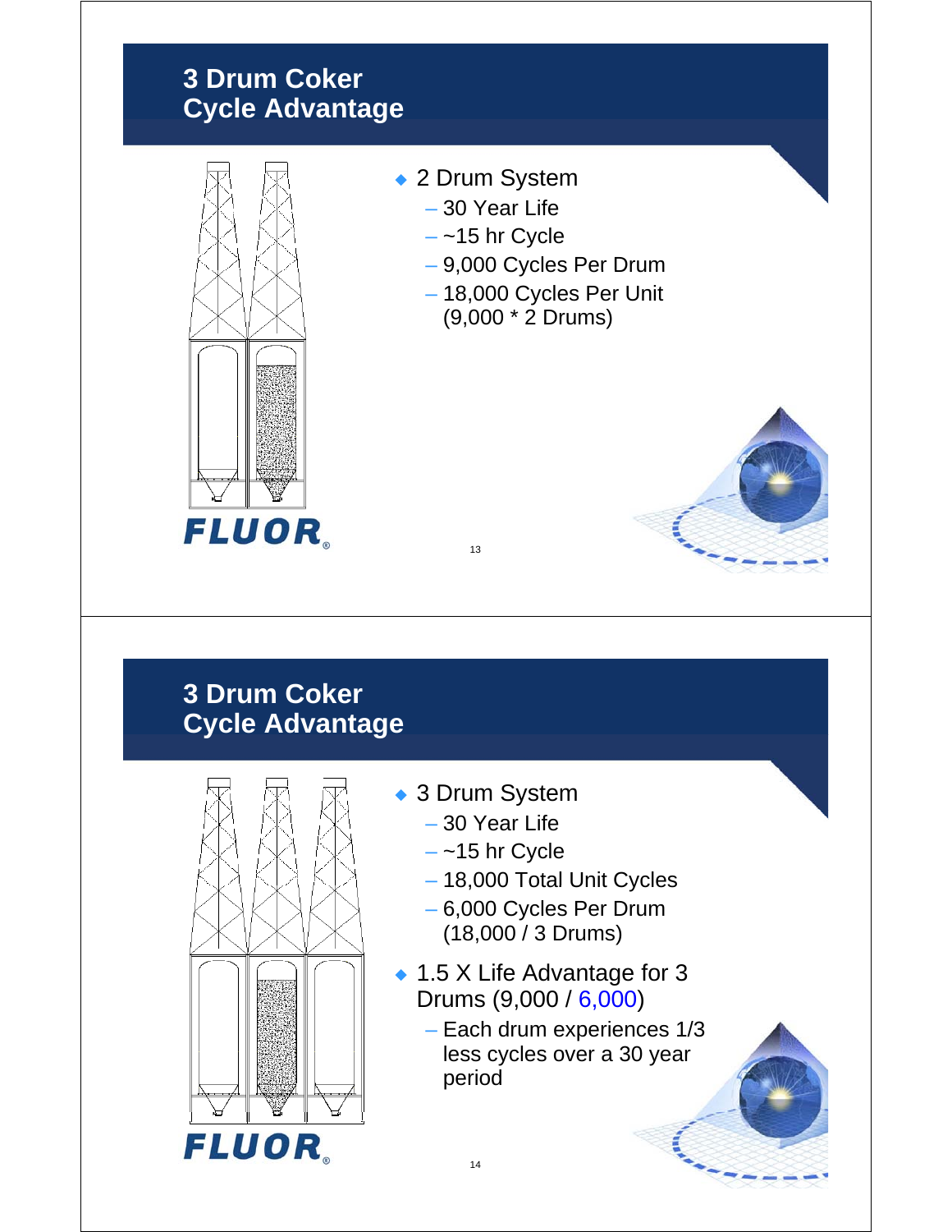## 3 Drum Coker
## Cycle Advantage

- 2 Drum System
  - 30 Year Life
  - ~15 hr Cycle
  - 9,000 Cycles Per Drum
  - 18,000 Cycles Per Unit (9,000 * 2 Drums)

FLUOR

## 3 Drum Coker
## Cycle Advantage

- 3 Drum System
  - 30 Year Life
  - ~15 hr Cycle
  - 18,000 Total Unit Cycles
  - 6,000 Cycles Per Drum (18,000 / 3 Drums)
- 1.5 X Life Advantage for 3 Drums (9,000 / 6,000)
  - Each drum experiences 1/3 less cycles over a 30 year period

FLUOR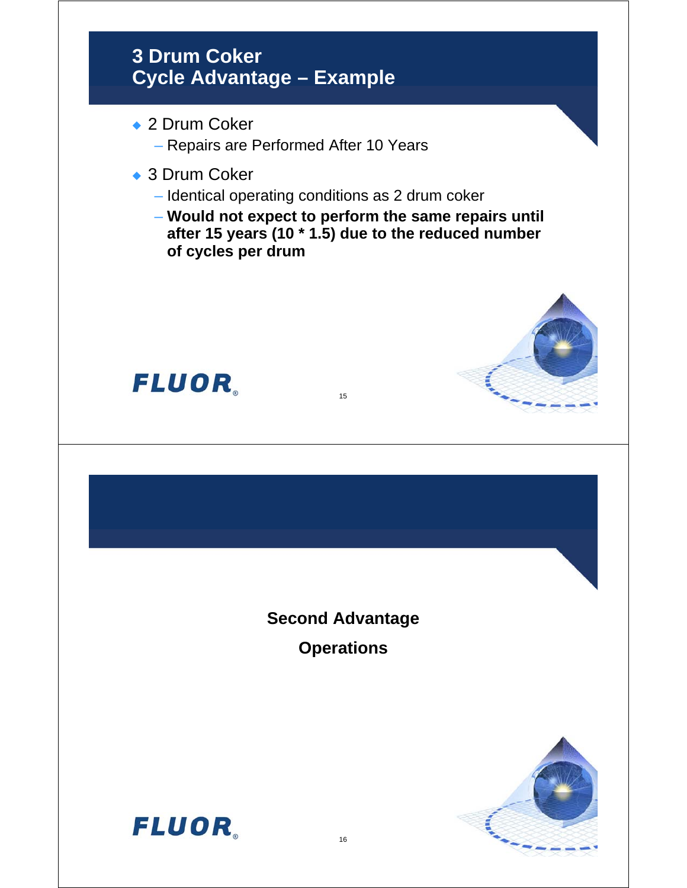## 3 Drum Coker
## Cycle Advantage – Example

- 2 Drum Coker
  - Repairs are Performed After 10 Years
- 3 Drum Coker
  - Identical operating conditions as 2 drum coker
  - **Would not expect to perform the same repairs until after 15 years (10 * 1.5) due to the reduced number of cycles per drum**

FLUOR

**Second Advantage**

**Operations**

FLUOR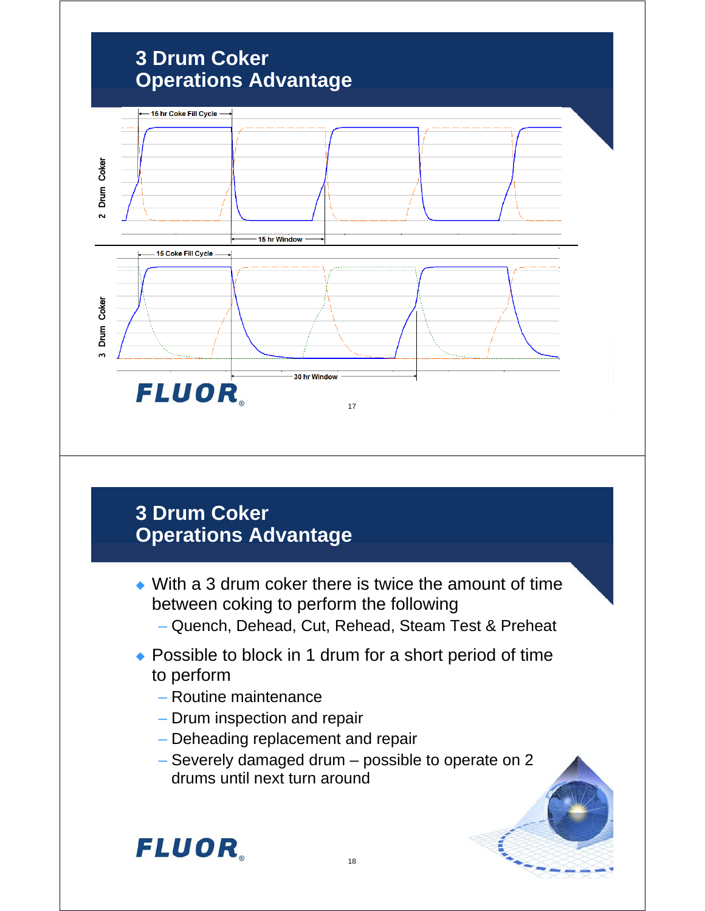# 3 Drum Coker Operations Advantage

15 hr Coke Fill Cycle

2 Drum Coker

15 hr Window

15 Coke Fill Cycle

3 Drum Coker

30 hr Window

# 3 Drum Coker Operations Advantage

- With a 3 drum coker there is twice the amount of time between coking to perform the following
  - Quench, Dehead, Cut, Rehead, Steam Test & Preheat
- Possible to block in 1 drum for a short period of time to perform
  - Routine maintenance
  - Drum inspection and repair
  - Deheading replacement and repair
  - Severely damaged drum – possible to operate on 2 drums until next turn around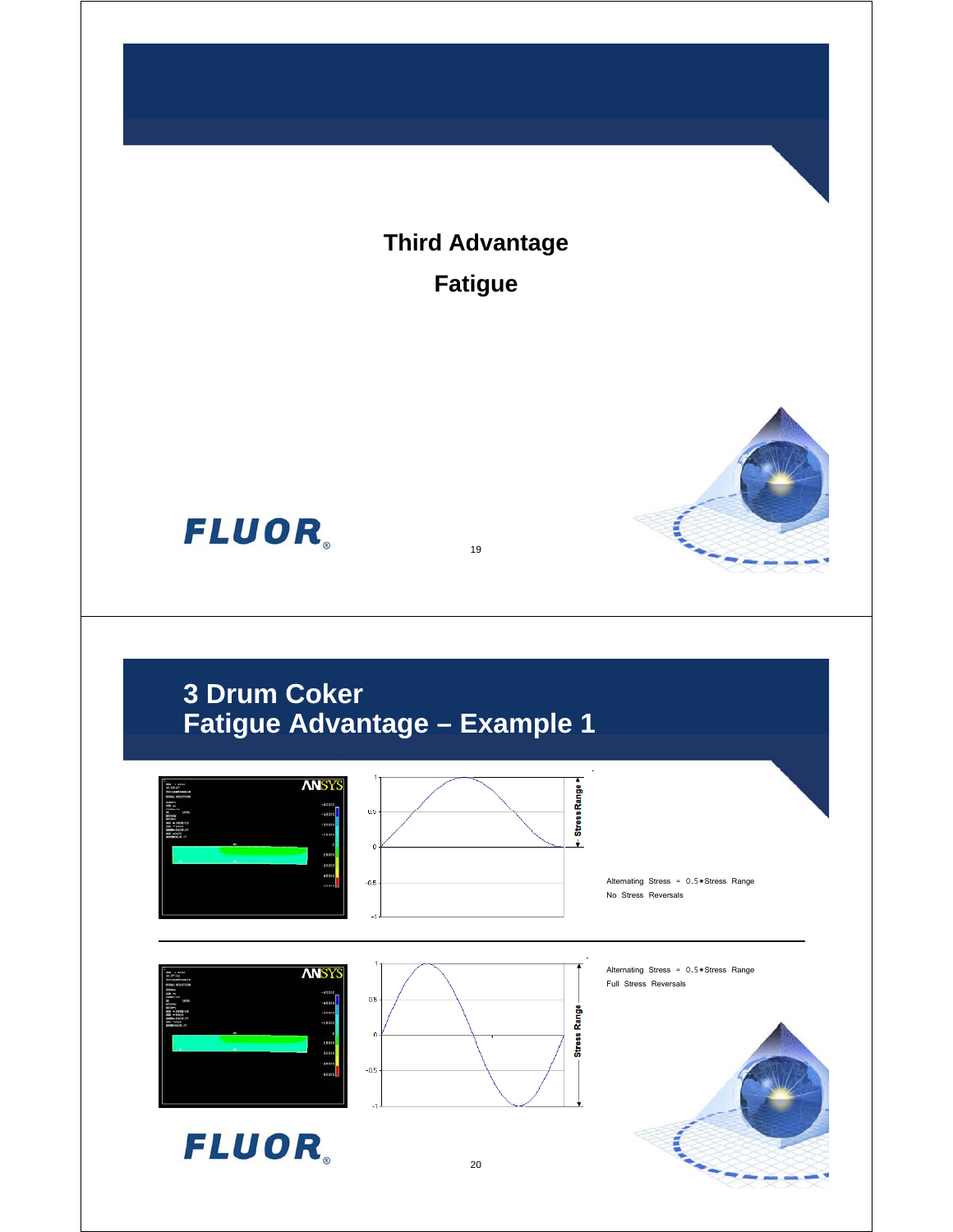## Third Advantage

## Fatigue

# 3 Drum Coker
# Fatigue Advantage – Example 1

Stress Range

Alternating Stress = 0.5*Stress Range
No Stress Reversals

Alternating Stress = 0.5*Stress Range
Full Stress Reversals

Stress Range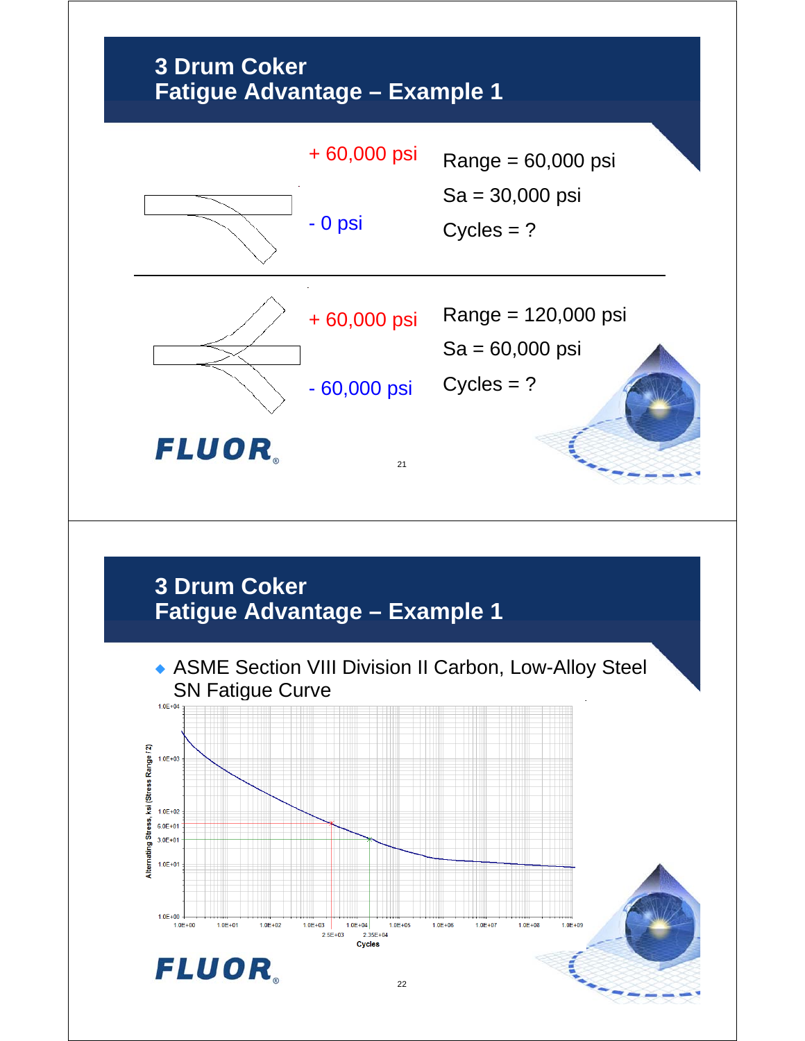# 3 Drum Coker
# Fatigue Advantage – Example 1

+ 60,000 psi

- 0 psi

Range = 60,000 psi

Sa = 30,000 psi

Cycles = ?

+ 60,000 psi

- 60,000 psi

Range = 120,000 psi

Sa = 60,000 psi

Cycles = ?

FLUOR®

# 3 Drum Coker
# Fatigue Advantage – Example 1

- ASME Section VIII Division II Carbon, Low-Alloy Steel SN Fatigue Curve

Alternating Stress, ksi (Stress Range / 2)

1.0E+04
1.0E+03
1.0E+02
6.0E+01
3.0E+01
1.0E+01
1.0E+00

1.0E+00
1.0E+01
1.0E+02
1.0E+03
1.0E+04
1.0E+05
1.0E+06
1.0E+07
1.0E+08
1.0E+09

2.5E+03
2.35E+04

Cycles

FLUOR®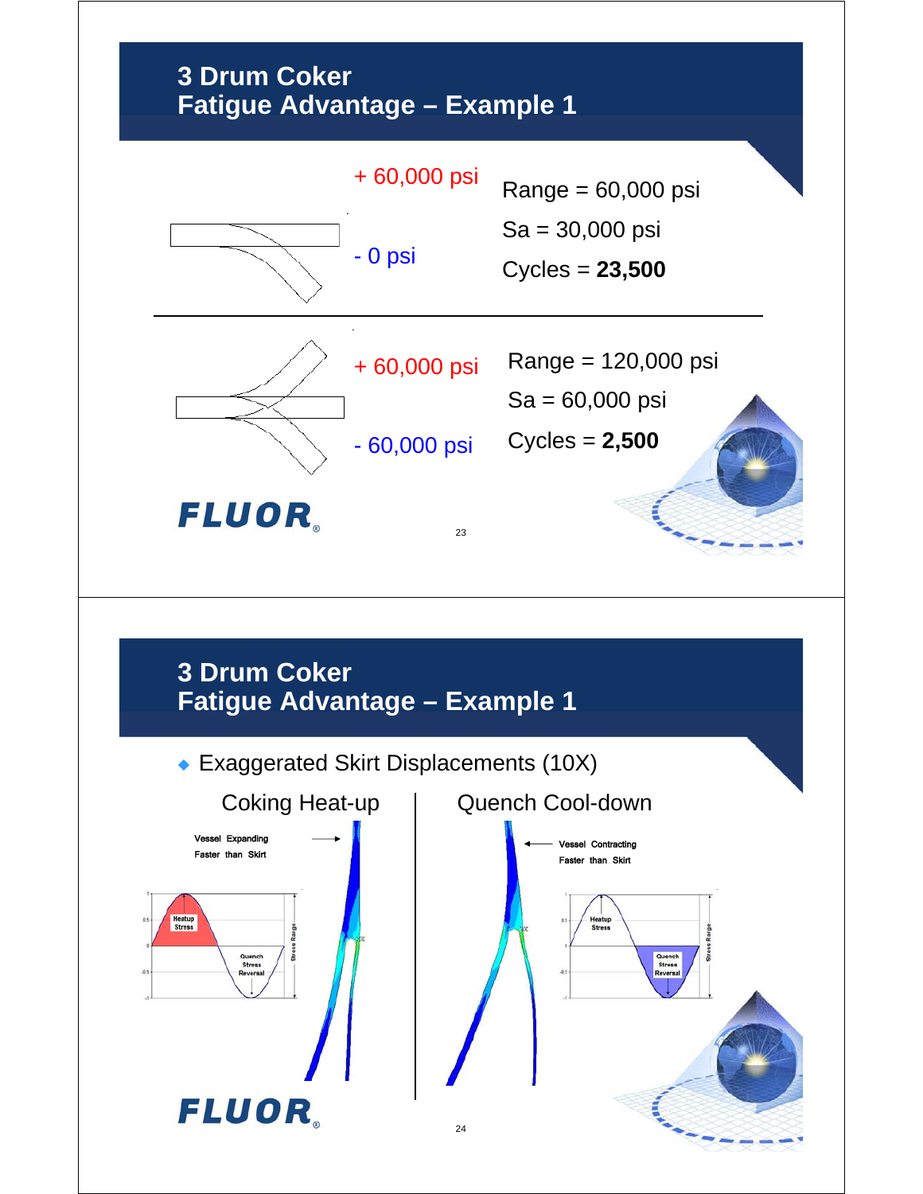## 3 Drum Coker
## Fatigue Advantage – Example 1

+ 60,000 psi

- 0 psi

Range = 60,000 psi

Sa = 30,000 psi

Cycles = **23,500**

+ 60,000 psi

- 60,000 psi

Range = 120,000 psi

Sa = 60,000 psi

Cycles = **2,500**

FLUOR

---

## 3 Drum Coker
## Fatigue Advantage – Example 1

- Exaggerated Skirt Displacements (10X)

Coking Heat-up

Vessel Expanding Faster than Skirt

Heatup Stress

Quench Stress Reversal

Stress Range

Quench Cool-down

Vessel Contracting Faster than Skirt

Heatup Stress

Quench Stress Reversal

Stress Range

FLUOR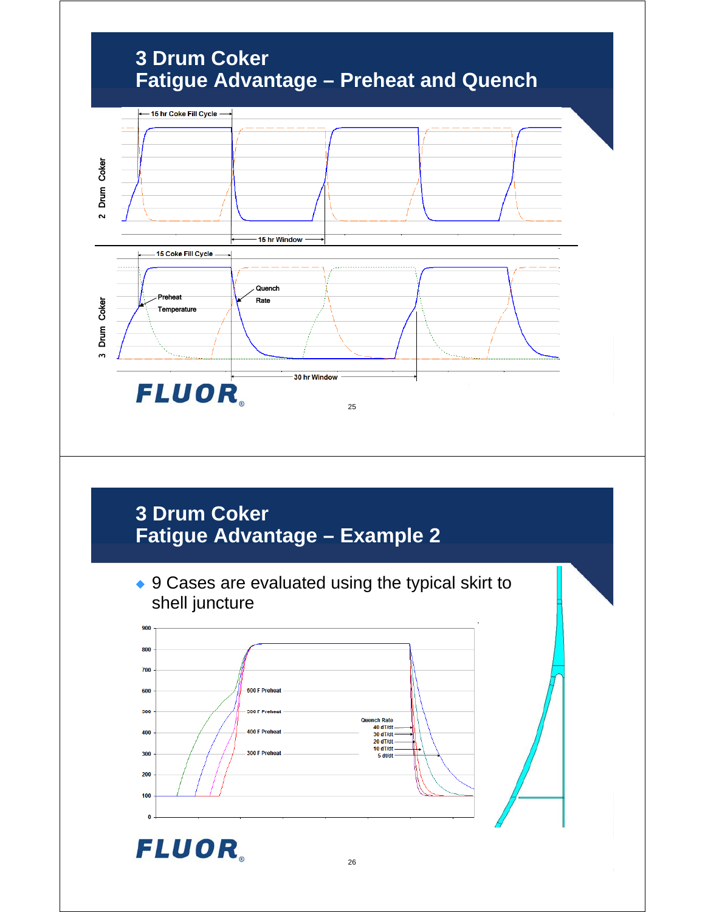# 3 Drum Coker
# Fatigue Advantage – Preheat and Quench

15 hr Coke Fill Cycle

2 Drum Coker

15 hr Window

15 Coke Fill Cycle

Preheat Temperature

Quench Rate

3 Drum Coker

30 hr Window

# 3 Drum Coker
# Fatigue Advantage – Example 2

- 9 Cases are evaluated using the typical skirt to shell juncture

900
800
700
600
500
400
300
200
100
0

600 F Preheat
500 F Preheat
400 F Preheat
300 F Preheat

Quench Rate
40 dT/dt
30 dT/dt
20 dT/dt
10 dT/dt
5 dt/dt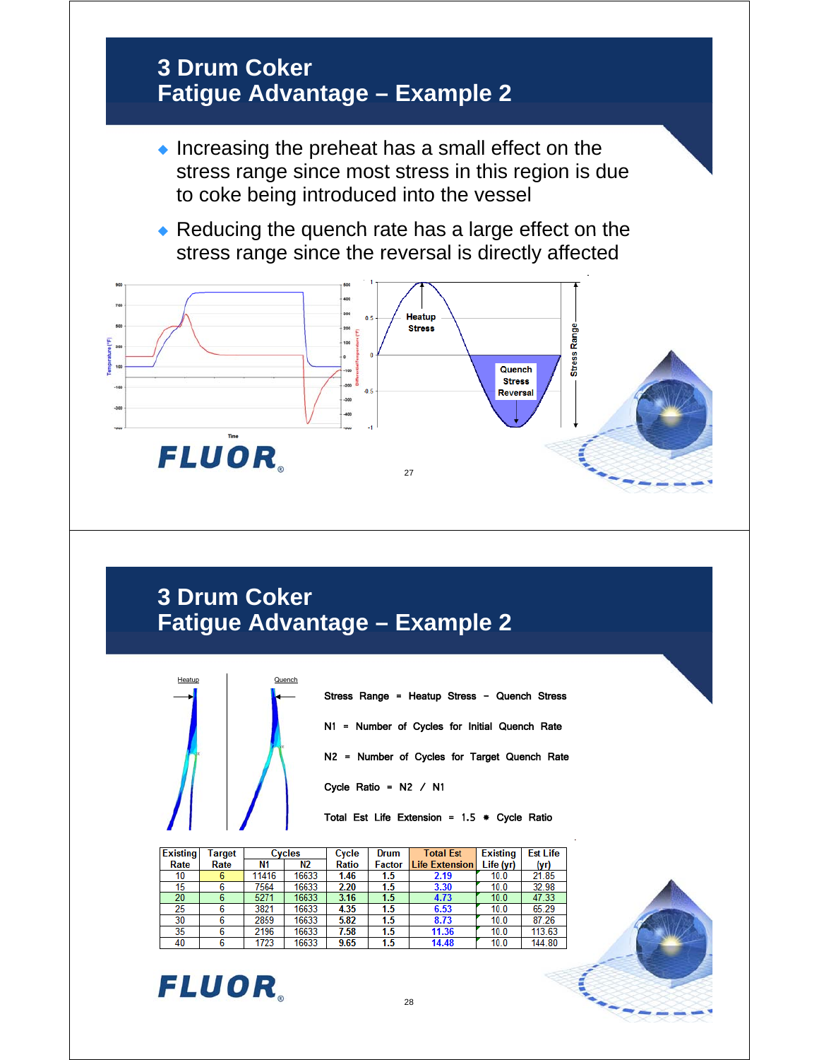# 3 Drum Coker
## Fatigue Advantage – Example 2

- Increasing the preheat has a small effect on the stress range since most stress in this region is due to coke being introduced into the vessel
- Reducing the quench rate has a large effect on the stress range since the reversal is directly affected

Time

Heatup Stress

Quench Stress Reversal

Stress Range

# 3 Drum Coker
## Fatigue Advantage – Example 2

Heatup

Quench

Stress Range = Heatup Stress – Quench Stress

N1 = Number of Cycles for Initial Quench Rate

N2 = Number of Cycles for Target Quench Rate

Cycle Ratio = N2 / N1

Total Est Life Extension = 1.5 * Cycle Ratio

| Existing Rate | Target Rate | Cycles | | Cycle Ratio | Drum Factor | Total Est Life Extension | Existing Life (yr) | Est Life (yr) |
|---|---|---|---|---|---|---|---|---|
| | | N1 | N2 | | | | | |
| 10 | 6 | 11416 | 16633 | 1.46 | 1.5 | 2.19 | 10.0 | 21.85 |
| 15 | 6 | 7564 | 16633 | 2.20 | 1.5 | 3.30 | 10.0 | 32.98 |
| 20 | 6 | 5271 | 16633 | 3.16 | 1.5 | 4.73 | 10.0 | 47.33 |
| 25 | 6 | 3821 | 16633 | 4.35 | 1.5 | 6.53 | 10.0 | 65.29 |
| 30 | 6 | 2859 | 16633 | 5.82 | 1.5 | 8.73 | 10.0 | 87.26 |
| 35 | 6 | 2196 | 16633 | 7.58 | 1.5 | 11.36 | 10.0 | 113.63 |
| 40 | 6 | 1723 | 16633 | 9.65 | 1.5 | 14.48 | 10.0 | 144.80 |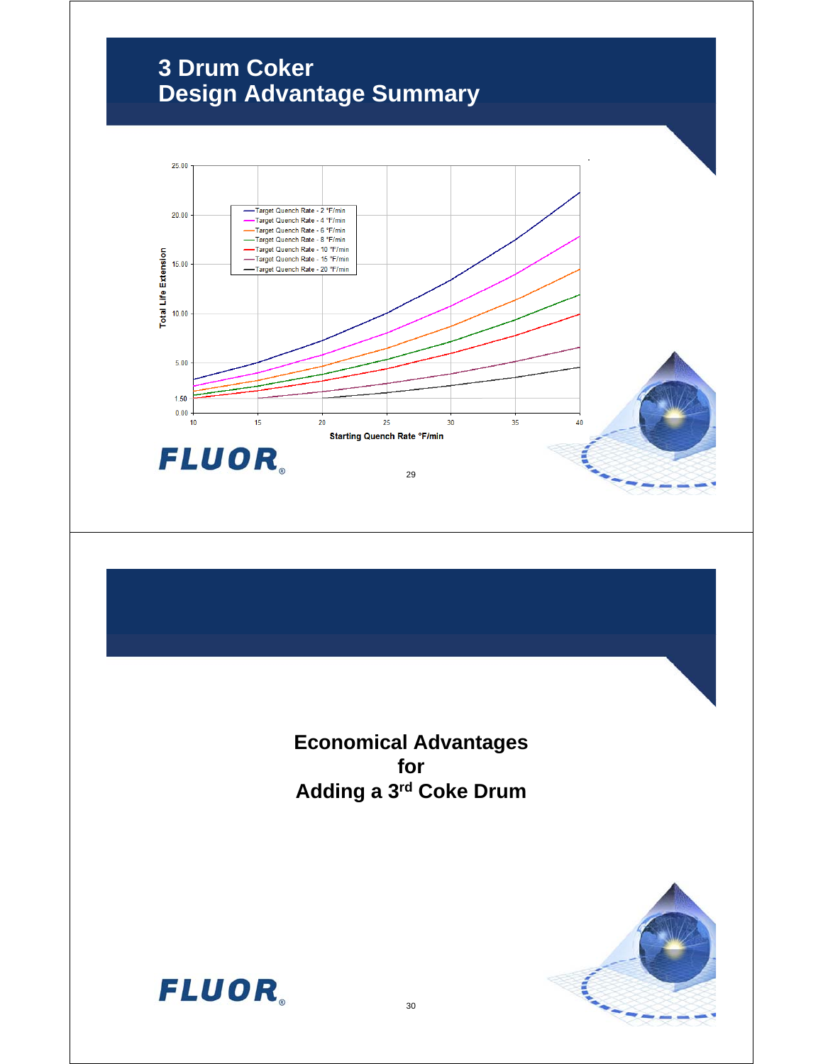# 3 Drum Coker
# Design Advantage Summary

Total Life Extension

Starting Quench Rate °F/min

- Target Quench Rate - 2 °F/min
- Target Quench Rate - 4 °F/min
- Target Quench Rate - 6 °F/min
- Target Quench Rate - 8 °F/min
- Target Quench Rate - 10 °F/min
- Target Quench Rate - 15 °F/min
- Target Quench Rate - 20 °F/min

---

**Economical Advantages**
**for**
**Adding a 3rd Coke Drum**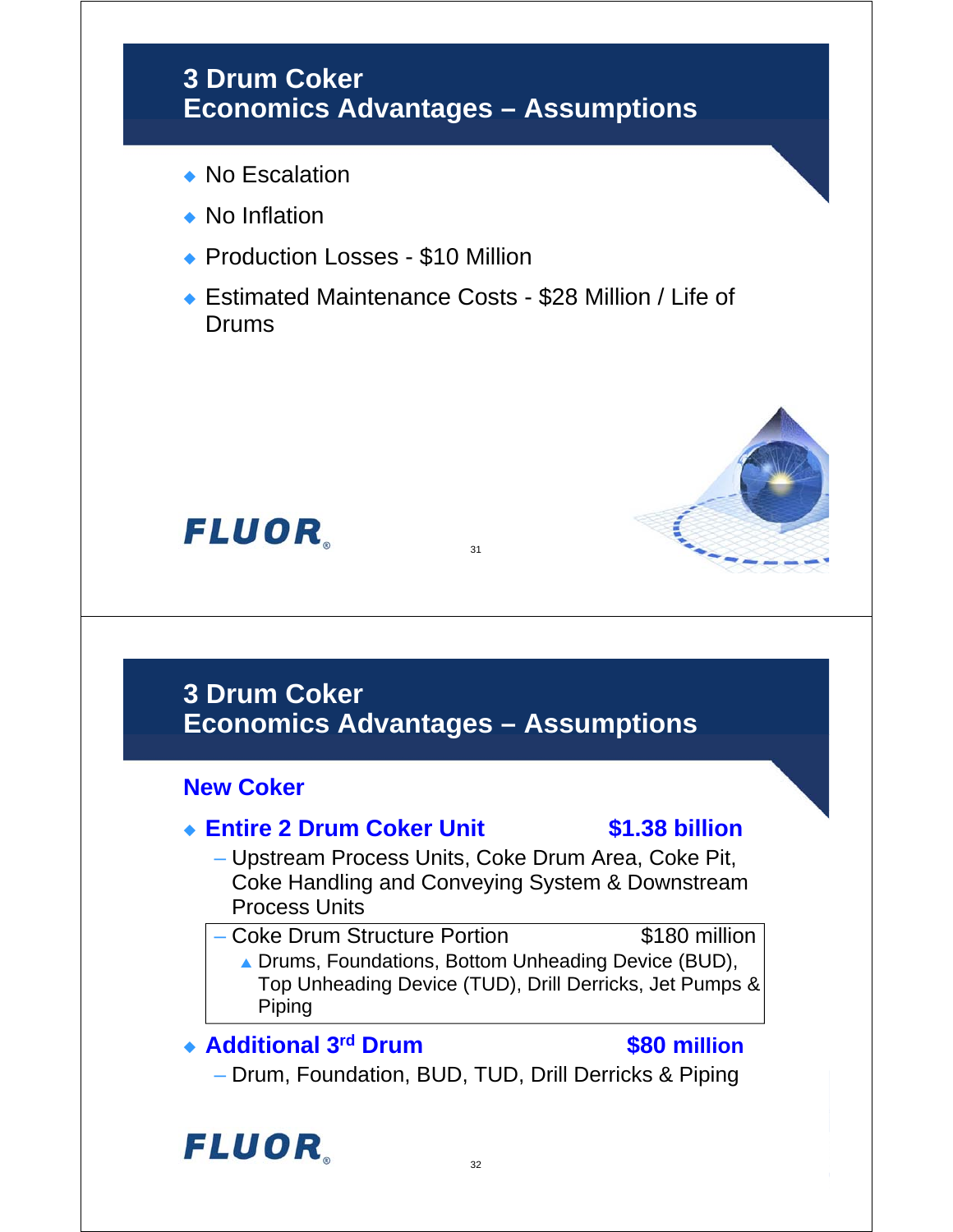## 3 Drum Coker
## Economics Advantages – Assumptions

- No Escalation
- No Inflation
- Production Losses - $10 Million
- Estimated Maintenance Costs - $28 Million / Life of Drums

FLUOR

## 3 Drum Coker
## Economics Advantages – Assumptions

### New Coker

- **Entire 2 Drum Coker Unit — $1.38 billion**
  - Upstream Process Units, Coke Drum Area, Coke Pit, Coke Handling and Conveying System & Downstream Process Units
  - Coke Drum Structure Portion — $180 million
    - Drums, Foundations, Bottom Unheading Device (BUD), Top Unheading Device (TUD), Drill Derricks, Jet Pumps & Piping
- **Additional 3rd Drum — $80 million**
  - Drum, Foundation, BUD, TUD, Drill Derricks & Piping

FLUOR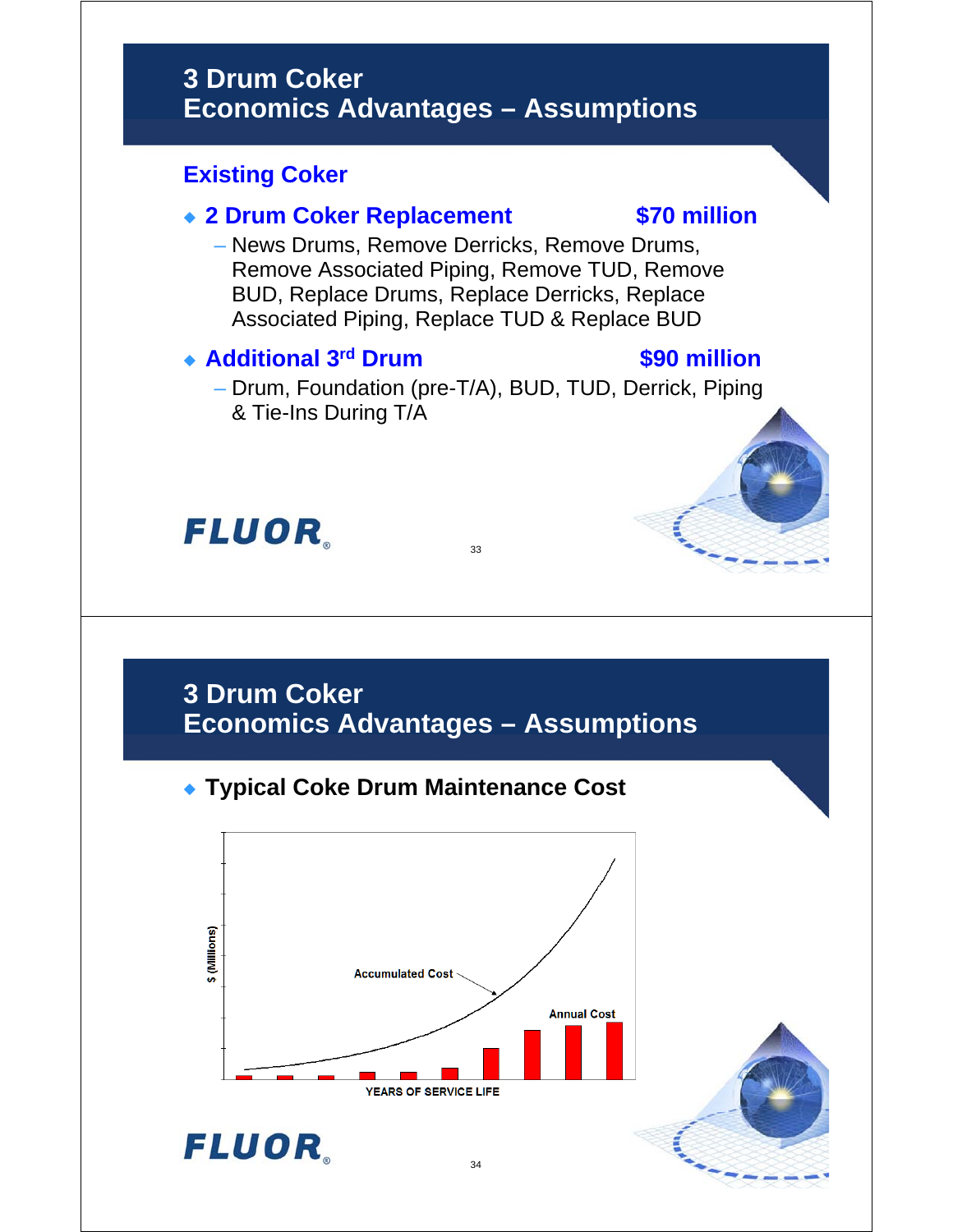# 3 Drum Coker
# Economics Advantages – Assumptions

## Existing Coker

- **2 Drum Coker Replacement** **$70 million**
  - News Drums, Remove Derricks, Remove Drums, Remove Associated Piping, Remove TUD, Remove BUD, Replace Drums, Replace Derricks, Replace Associated Piping, Replace TUD & Replace BUD
- **Additional 3rd Drum** **$90 million**
  - Drum, Foundation (pre-T/A), BUD, TUD, Derrick, Piping & Tie-Ins During T/A

# 3 Drum Coker
# Economics Advantages – Assumptions

- **Typical Coke Drum Maintenance Cost**

$ (Millions)

Accumulated Cost

Annual Cost

YEARS OF SERVICE LIFE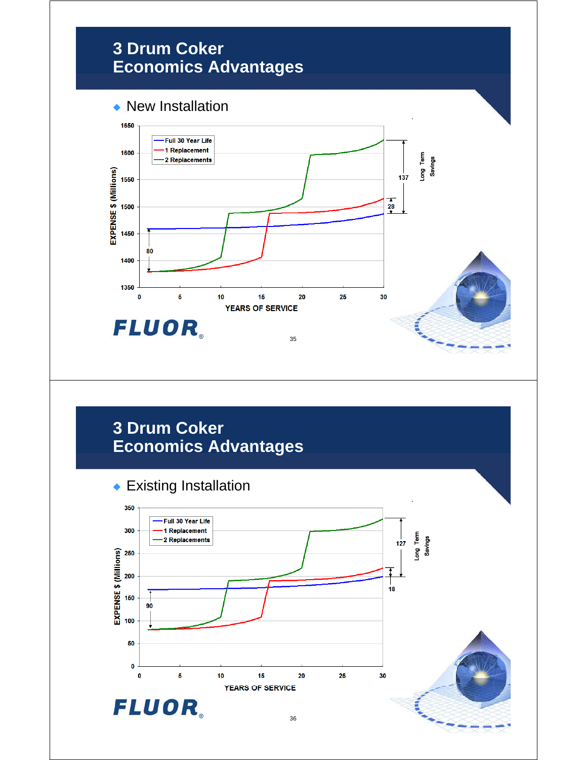# 3 Drum Coker Economics Advantages

- New Installation

EXPENSE $ (Millions)

1650
1600
1550
1500
1450
1400
1350

0 5 10 15 20 25 30

YEARS OF SERVICE

Full 30 Year Life
1 Replacement
2 Replacements

80
137
28

Long Term Savings

# 3 Drum Coker Economics Advantages

- Existing Installation

EXPENSE $ (Millions)

350
300
250
200
150
100
50
0

0 5 10 15 20 25 30

YEARS OF SERVICE

Full 30 Year Life
1 Replacement
2 Replacements

90
127
18

Long Term Savings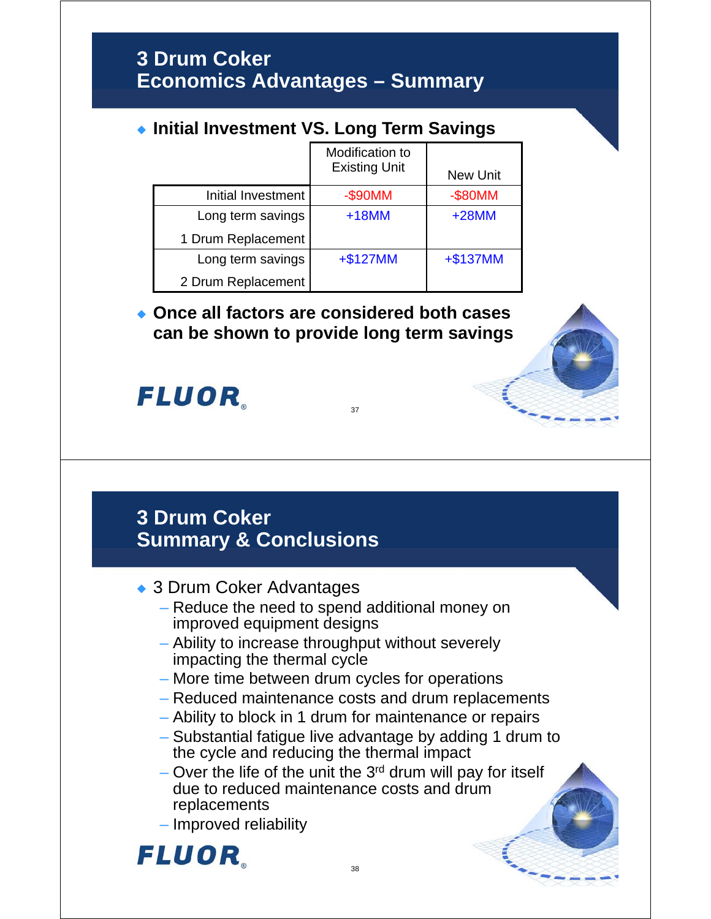# 3 Drum Coker
# Economics Advantages – Summary

- **Initial Investment VS. Long Term Savings**

| | Modification to Existing Unit | New Unit |
|---|---|---|
| Initial Investment | -$90MM | -$80MM |
| Long term savings 1 Drum Replacement | +18MM | +28MM |
| Long term savings 2 Drum Replacement | +$127MM | +$137MM |

- **Once all factors are considered both cases can be shown to provide long term savings**

FLUOR

# 3 Drum Coker
# Summary & Conclusions

- 3 Drum Coker Advantages
  - Reduce the need to spend additional money on improved equipment designs
  - Ability to increase throughput without severely impacting the thermal cycle
  - More time between drum cycles for operations
  - Reduced maintenance costs and drum replacements
  - Ability to block in 1 drum for maintenance or repairs
  - Substantial fatigue live advantage by adding 1 drum to the cycle and reducing the thermal impact
  - Over the life of the unit the 3rd drum will pay for itself due to reduced maintenance costs and drum replacements
  - Improved reliability

FLUOR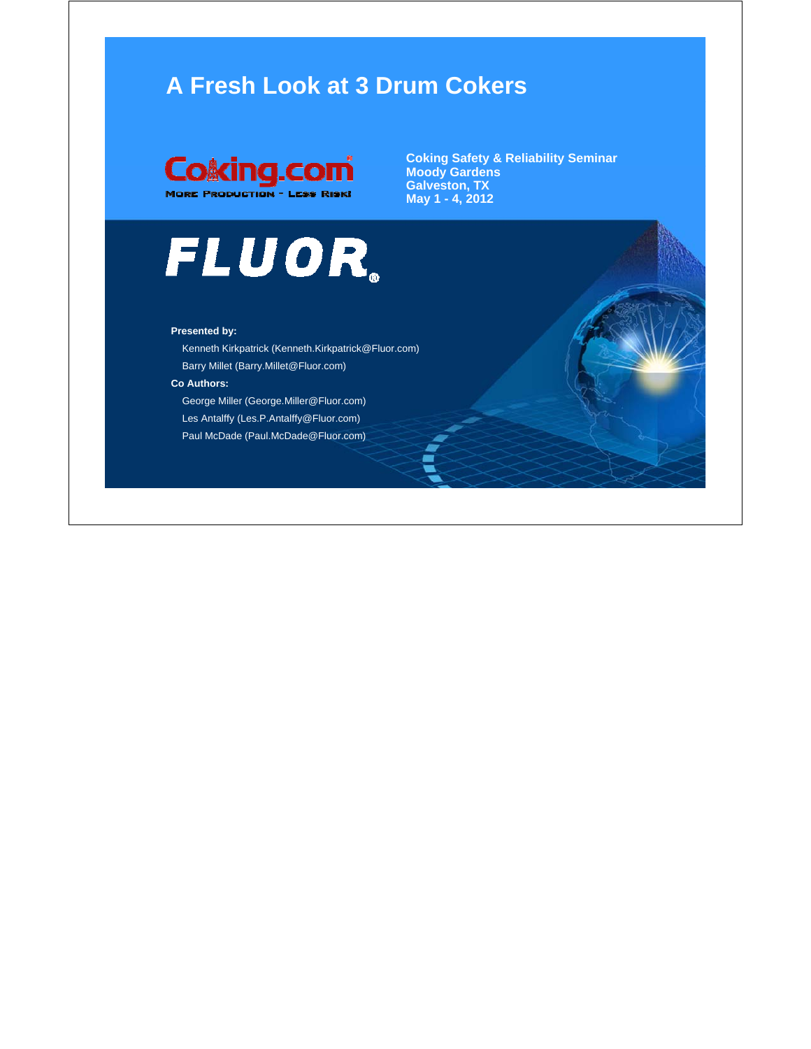# A Fresh Look at 3 Drum Cokers

Coking.com
MORE PRODUCTION - LESS RISK!

**Coking Safety & Reliability Seminar**
**Moody Gardens**
**Galveston, TX**
**May 1 - 4, 2012**

FLUOR

**Presented by:**

Kenneth Kirkpatrick (Kenneth.Kirkpatrick@Fluor.com)

Barry Millet (Barry.Millet@Fluor.com)

**Co Authors:**

George Miller (George.Miller@Fluor.com)

Les Antalffy (Les.P.Antalffy@Fluor.com)

Paul McDade (Paul.McDade@Fluor.com)